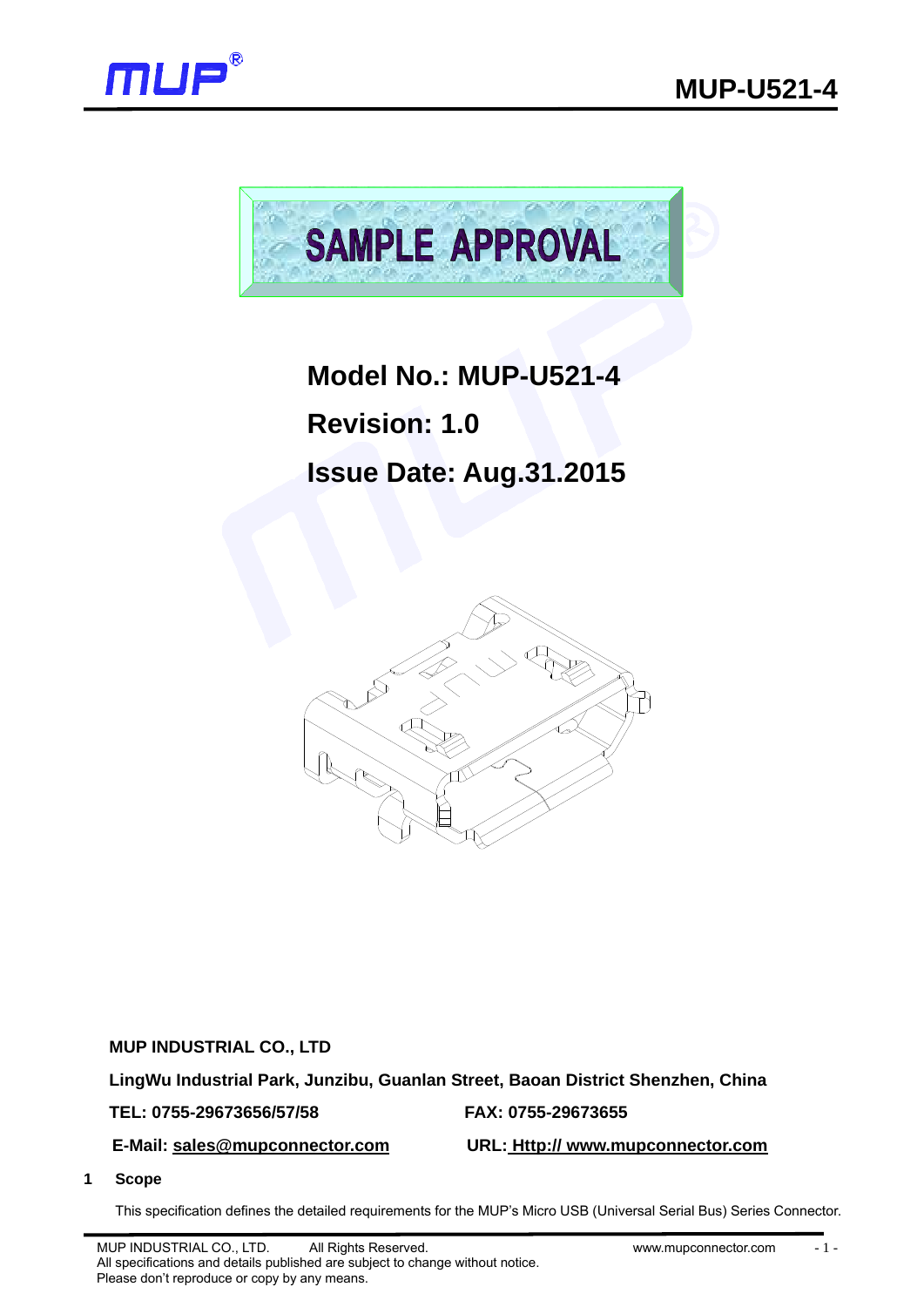# SAMPLE APPROVAL

**Model No.: MUP-U521-4**

**Revision: 1.0**

**Issue Date: Aug.31.2015**

**MUP INDUSTRIAL CO., LTD**

**LingWu Industrial Park, Junzibu, Guanlan Street, Baoan District Shenzhen, China**

**TEL: 0755-29673656/57/58** **FAX: 0755-29673655**

**E-Mail: sales@mupconnector.com** **URL: Http:// www.mupconnector.com**

## 1 Scope

This specification defines the detailed requirements for the MUP's Micro USB (Universal Serial Bus) Series Connector.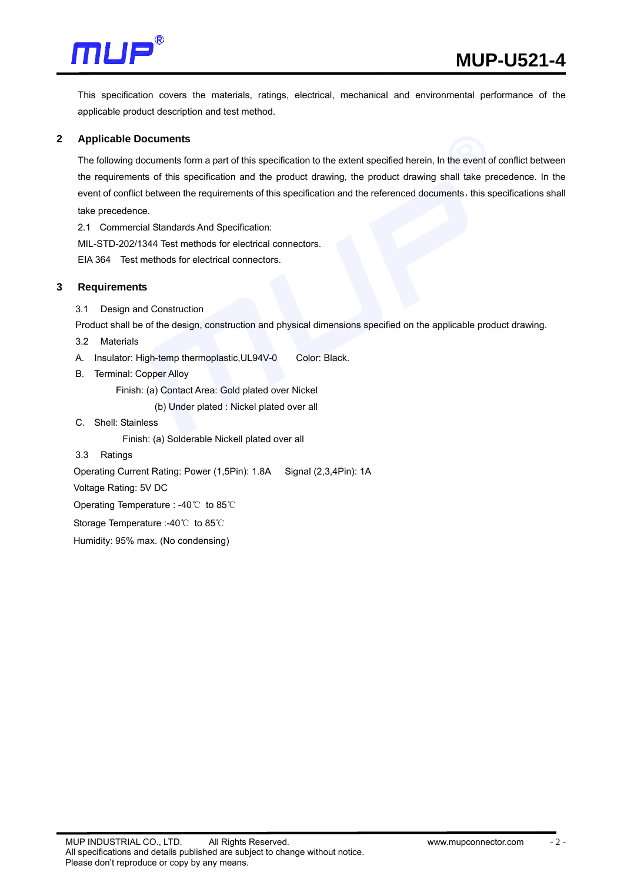This specification covers the materials, ratings, electrical, mechanical and environmental performance of the applicable product description and test method.

## 2 Applicable Documents

The following documents form a part of this specification to the extent specified herein, In the event of conflict between the requirements of this specification and the product drawing, the product drawing shall take precedence. In the event of conflict between the requirements of this specification and the referenced documents，this specifications shall take precedence.

2.1 Commercial Standards And Specification:

MIL-STD-202/1344 Test methods for electrical connectors.

EIA 364 Test methods for electrical connectors.

## 3 Requirements

3.1 Design and Construction

Product shall be of the design, construction and physical dimensions specified on the applicable product drawing.

3.2 Materials

A. Insulator: High-temp thermoplastic,UL94V-0 Color: Black.

B. Terminal: Copper Alloy

Finish: (a) Contact Area: Gold plated over Nickel

(b) Under plated : Nickel plated over all

C. Shell: Stainless

Finish: (a) Solderable Nickell plated over all

3.3 Ratings

Operating Current Rating: Power (1,5Pin): 1.8A Signal (2,3,4Pin): 1A

Voltage Rating: 5V DC

Operating Temperature : -40℃ to 85℃

Storage Temperature :-40℃ to 85℃

Humidity: 95% max. (No condensing)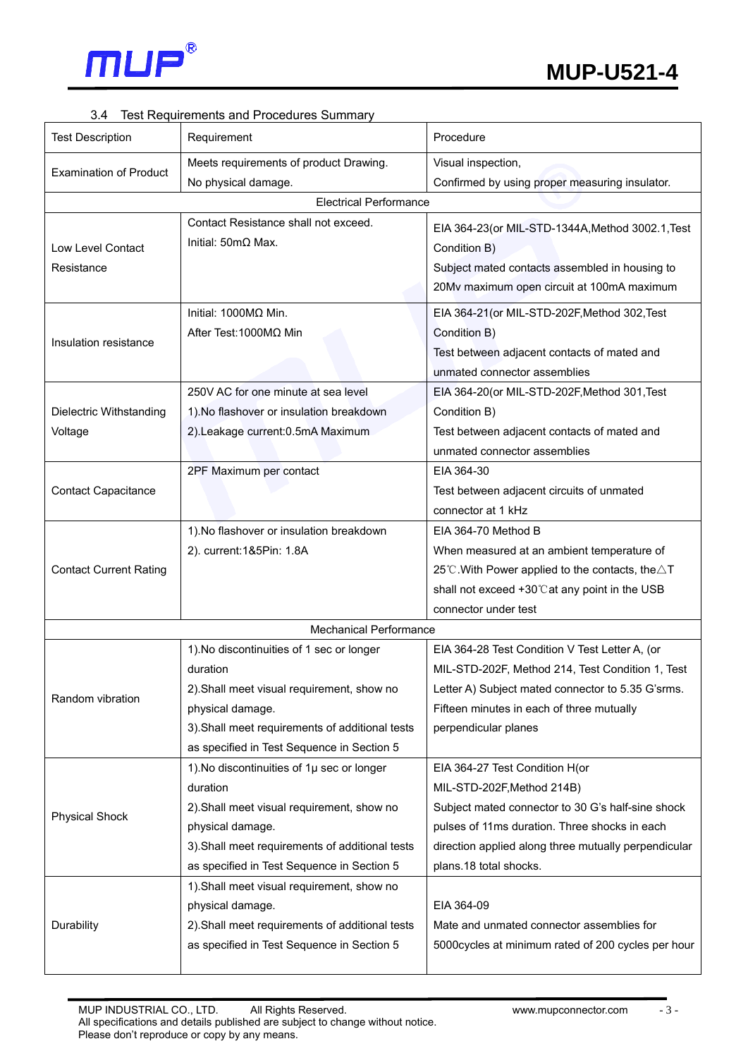### 3.4 Test Requirements and Procedures Summary

| Test Description | Requirement | Procedure |
|---|---|---|
| Examination of Product | Meets requirements of product Drawing.<br>No physical damage. | Visual inspection,<br>Confirmed by using proper measuring insulator. |
| | Electrical Performance | |
| Low Level Contact Resistance | Contact Resistance shall not exceed.<br>Initial: 50mΩ Max. | EIA 364-23(or MIL-STD-1344A,Method 3002.1,Test Condition B)<br>Subject mated contacts assembled in housing to 20Mv maximum open circuit at 100mA maximum |
| Insulation resistance | Initial: 1000MΩ Min.<br>After Test:1000MΩ Min | EIA 364-21(or MIL-STD-202F,Method 302,Test Condition B)<br>Test between adjacent contacts of mated and unmated connector assemblies |
| Dielectric Withstanding Voltage | 250V AC for one minute at sea level<br>1).No flashover or insulation breakdown<br>2).Leakage current:0.5mA Maximum | EIA 364-20(or MIL-STD-202F,Method 301,Test Condition B)<br>Test between adjacent contacts of mated and unmated connector assemblies |
| Contact Capacitance | 2PF Maximum per contact | EIA 364-30<br>Test between adjacent circuits of unmated connector at 1 kHz |
| Contact Current Rating | 1).No flashover or insulation breakdown<br>2). current:1&5Pin: 1.8A | EIA 364-70 Method B<br>When measured at an ambient temperature of 25℃.With Power applied to the contacts, the△T shall not exceed +30℃at any point in the USB connector under test |
| | Mechanical Performance | |
| Random vibration | 1).No discontinuities of 1 sec or longer duration<br>2).Shall meet visual requirement, show no physical damage.<br>3).Shall meet requirements of additional tests as specified in Test Sequence in Section 5 | EIA 364-28 Test Condition V Test Letter A, (or MIL-STD-202F, Method 214, Test Condition 1, Test Letter A) Subject mated connector to 5.35 G'srms. Fifteen minutes in each of three mutually perpendicular planes |
| Physical Shock | 1).No discontinuities of 1μ sec or longer duration<br>2).Shall meet visual requirement, show no physical damage.<br>3).Shall meet requirements of additional tests as specified in Test Sequence in Section 5 | EIA 364-27 Test Condition H(or MIL-STD-202F,Method 214B)<br>Subject mated connector to 30 G's half-sine shock pulses of 11ms duration. Three shocks in each direction applied along three mutually perpendicular plans.18 total shocks. |
| Durability | 1).Shall meet visual requirement, show no physical damage.<br>2).Shall meet requirements of additional tests as specified in Test Sequence in Section 5 | EIA 364-09<br>Mate and unmated connector assemblies for 5000cycles at minimum rated of 200 cycles per hour |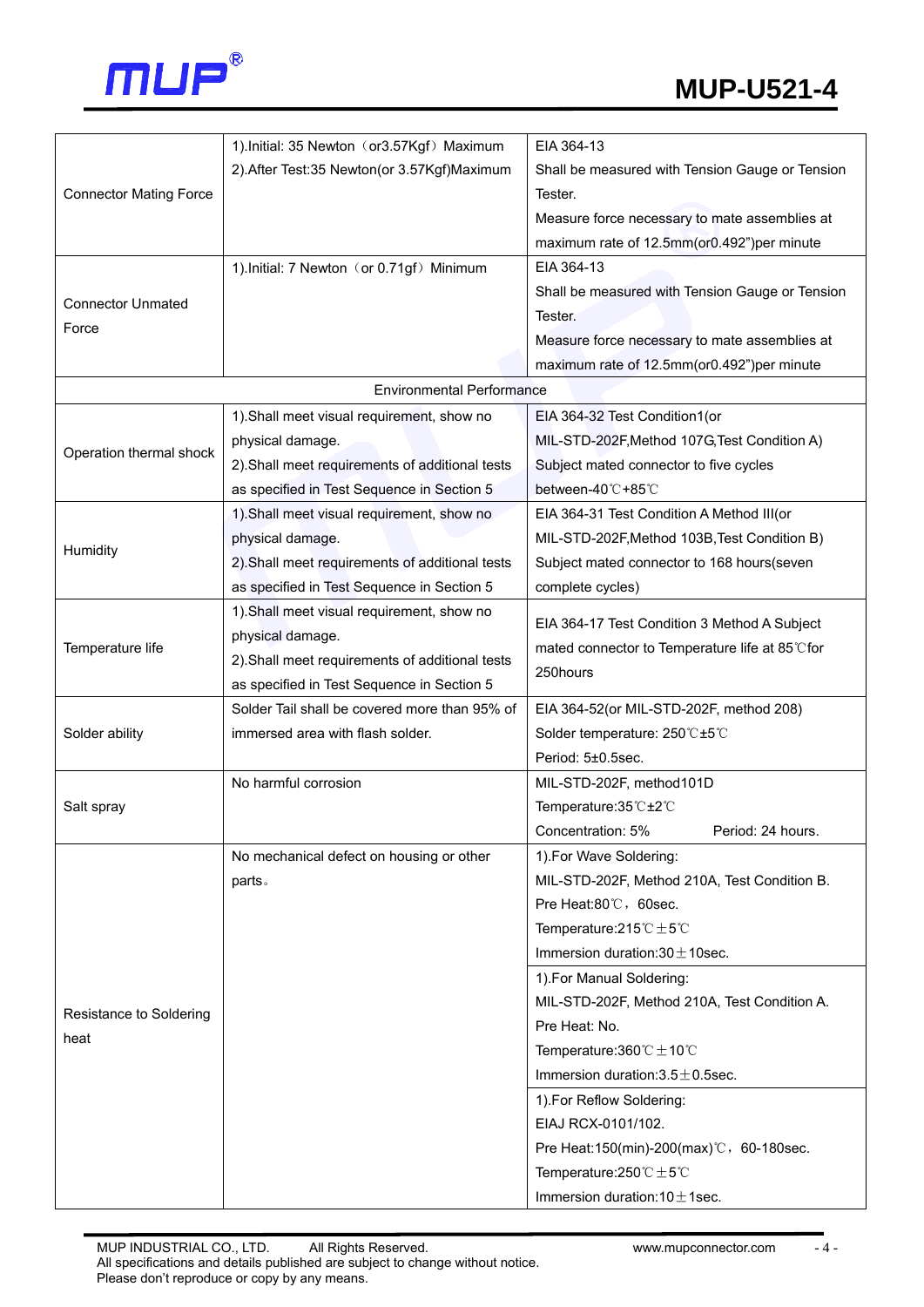| | | |
|---|---|---|
| Connector Mating Force | 1).Initial: 35 Newton（or3.57Kgf）Maximum<br>2).After Test:35 Newton(or 3.57Kgf)Maximum | EIA 364-13<br>Shall be measured with Tension Gauge or Tension Tester.<br>Measure force necessary to mate assemblies at maximum rate of 12.5mm(or0.492")per minute |
| Connector Unmated Force | 1).Initial: 7 Newton（or 0.71gf）Minimum | EIA 364-13<br>Shall be measured with Tension Gauge or Tension Tester.<br>Measure force necessary to mate assemblies at maximum rate of 12.5mm(or0.492")per minute |
| Environmental Performance | | |
| Operation thermal shock | 1).Shall meet visual requirement, show no physical damage.<br>2).Shall meet requirements of additional tests as specified in Test Sequence in Section 5 | EIA 364-32 Test Condition1(or MIL-STD-202F,Method 107G,Test Condition A)<br>Subject mated connector to five cycles between-40℃+85℃ |
| Humidity | 1).Shall meet visual requirement, show no physical damage.<br>2).Shall meet requirements of additional tests as specified in Test Sequence in Section 5 | EIA 364-31 Test Condition A Method III(or MIL-STD-202F,Method 103B,Test Condition B)<br>Subject mated connector to 168 hours(seven complete cycles) |
| Temperature life | 1).Shall meet visual requirement, show no physical damage.<br>2).Shall meet requirements of additional tests as specified in Test Sequence in Section 5 | EIA 364-17 Test Condition 3 Method A Subject mated connector to Temperature life at 85℃for 250hours |
| Solder ability | Solder Tail shall be covered more than 95% of immersed area with flash solder. | EIA 364-52(or MIL-STD-202F, method 208)<br>Solder temperature: 250℃±5℃<br>Period: 5±0.5sec. |
| Salt spray | No harmful corrosion | MIL-STD-202F, method101D<br>Temperature:35℃±2℃<br>Concentration: 5% Period: 24 hours. |
| Resistance to Soldering heat | No mechanical defect on housing or other parts。 | 1).For Wave Soldering:<br>MIL-STD-202F, Method 210A, Test Condition B.<br>Pre Heat:80℃，60sec.<br>Temperature:215℃±5℃<br>Immersion duration:30±10sec. |
| | | 1).For Manual Soldering:<br>MIL-STD-202F, Method 210A, Test Condition A.<br>Pre Heat: No.<br>Temperature:360℃±10℃<br>Immersion duration:3.5±0.5sec. |
| | | 1).For Reflow Soldering:<br>EIAJ RCX-0101/102.<br>Pre Heat:150(min)-200(max)℃，60-180sec.<br>Temperature:250℃±5℃<br>Immersion duration:10±1sec. |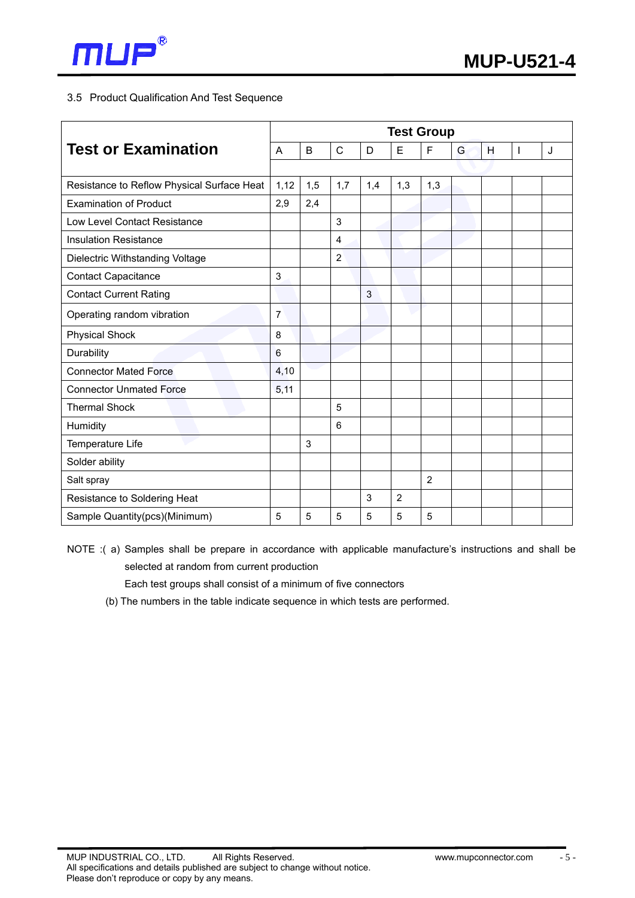3.5 Product Qualification And Test Sequence

| Test or Examination | Test Group | | | | | | | | | |
|---|---|---|---|---|---|---|---|---|---|---|
| | A | B | C | D | E | F | G | H | I | J |
| Resistance to Reflow Physical Surface Heat | 1,12 | 1,5 | 1,7 | 1,4 | 1,3 | 1,3 | | | | |
| Examination of Product | 2,9 | 2,4 | | | | | | | | |
| Low Level Contact Resistance | | | 3 | | | | | | | |
| Insulation Resistance | | | 4 | | | | | | | |
| Dielectric Withstanding Voltage | | | 2 | | | | | | | |
| Contact Capacitance | 3 | | | | | | | | | |
| Contact Current Rating | | | | 3 | | | | | | |
| Operating random vibration | 7 | | | | | | | | | |
| Physical Shock | 8 | | | | | | | | | |
| Durability | 6 | | | | | | | | | |
| Connector Mated Force | 4,10 | | | | | | | | | |
| Connector Unmated Force | 5,11 | | | | | | | | | |
| Thermal Shock | | | 5 | | | | | | | |
| Humidity | | | 6 | | | | | | | |
| Temperature Life | | 3 | | | | | | | | |
| Solder ability | | | | | | | | | | |
| Salt spray | | | | | | 2 | | | | |
| Resistance to Soldering Heat | | | | 3 | 2 | | | | | |
| Sample Quantity(pcs)(Minimum) | 5 | 5 | 5 | 5 | 5 | 5 | | | | |

NOTE :( a) Samples shall be prepare in accordance with applicable manufacture's instructions and shall be selected at random from current production

Each test groups shall consist of a minimum of five connectors

(b) The numbers in the table indicate sequence in which tests are performed.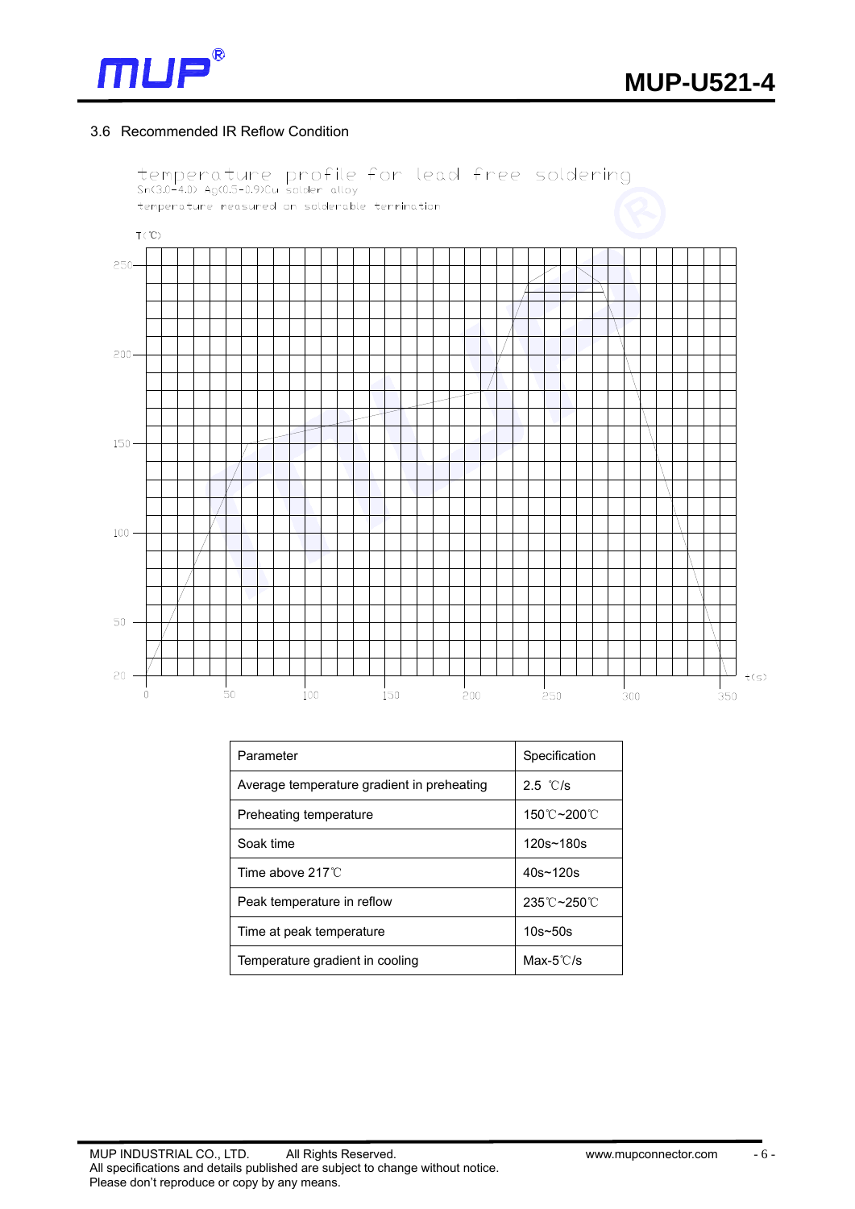### 3.6 Recommended IR Reflow Condition

temperature profile for lead free soldering
Sn(3.0-4.0) Ag(0.5-0.9)Cu solder alloy
temperature measured on solderable termination

| Parameter | Specification |
|---|---|
| Average temperature gradient in preheating | 2.5 ℃/s |
| Preheating temperature | 150℃~200℃ |
| Soak time | 120s~180s |
| Time above 217℃ | 40s~120s |
| Peak temperature in reflow | 235℃~250℃ |
| Time at peak temperature | 10s~50s |
| Temperature gradient in cooling | Max-5℃/s |

MUP INDUSTRIAL CO., LTD. All Rights Reserved. www.mupconnector.com
All specifications and details published are subject to change without notice.
Please don't reproduce or copy by any means.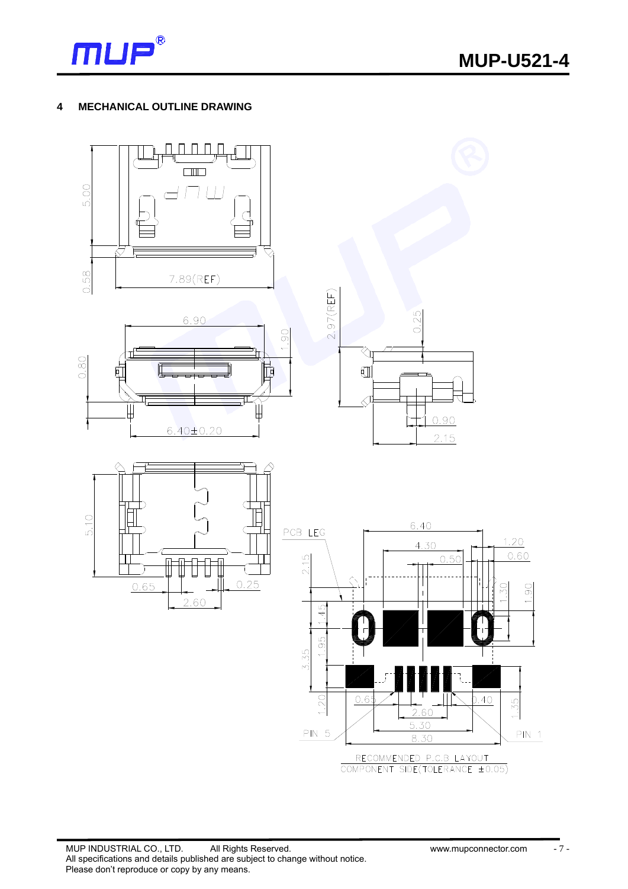## 4 MECHANICAL OUTLINE DRAWING

5.00

0.58

7.89(REF)

6.90

1.90

0.80

6.40±0.20

2.97(REF)

0.25

0.90

2.15

5.10

0.65

0.25

2.60

PCB LEG

6.40

4.30

0.50

1.20

0.60

2.15

1.45

1.95

3.35

1.30

1.90

1.20

0.65

0.40

2.60

5.30

8.30

1.35

PIN 5

PIN 1

RECOMMENDED P.C.B LAYOUT
COMPONENT SIDE(TOLERANCE ±0.05)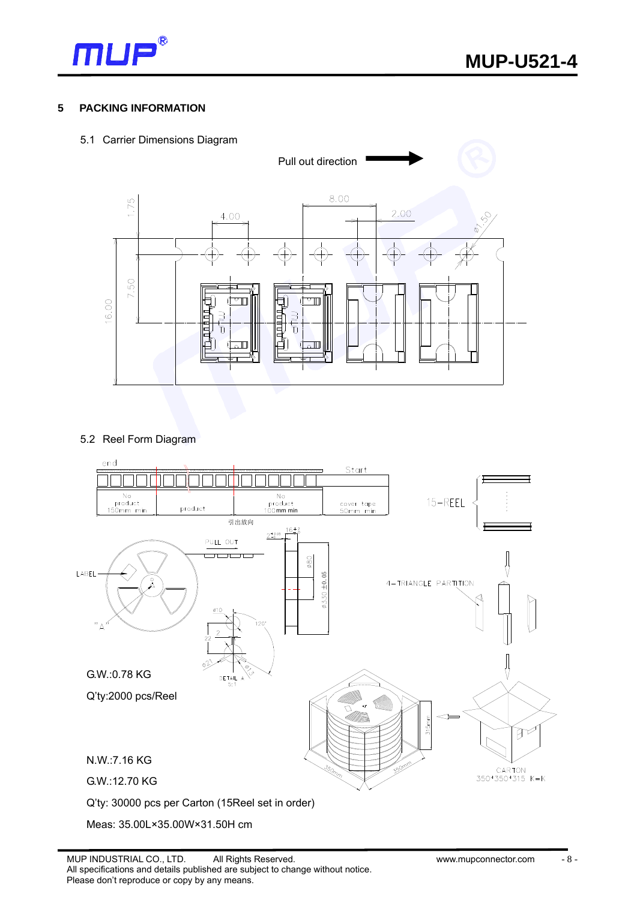## 5 PACKING INFORMATION

### 5.1 Carrier Dimensions Diagram

Pull out direction

1.75
4.00
8.00
2.00
Ø1.50
7.50
16.00

### 5.2 Reel Form Diagram

end
Start
No product 150mm min
product
No product 100mm min
cover tape 50mm min
引出放向
15-REEL
PULL OUT
16±2
2+0.5
Ø80
Ø330 ±0.05
LABEL
"A"
4-TRIANGLE PARTITION
Ø10
120°
22
2
Ø21
Ø13
DETAIL A
5:1

G.W.:0.78 KG

Q'ty:2000 pcs/Reel

315mm
350mm
350mm
CARTON
350*350*315 K=K

N.W.:7.16 KG

G.W.:12.70 KG

Q'ty: 30000 pcs per Carton (15Reel set in order)

Meas: 35.00L×35.00W×31.50H cm

MUP INDUSTRIAL CO., LTD. All Rights Reserved.
All specifications and details published are subject to change without notice.
Please don't reproduce or copy by any means.